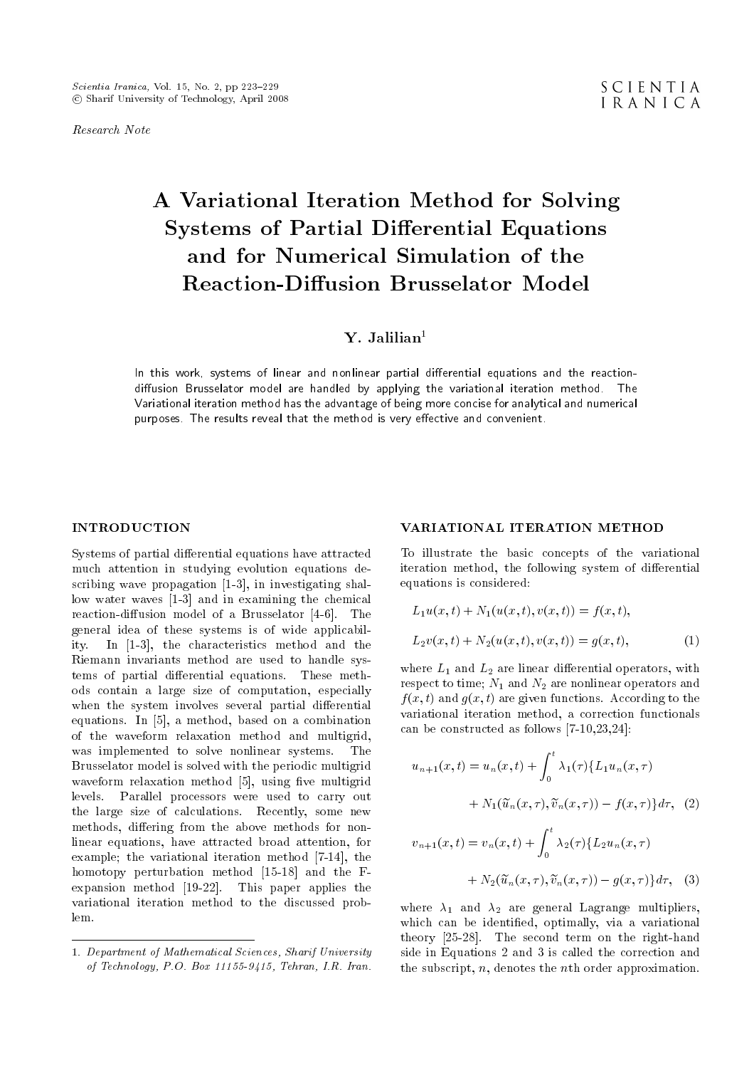*Research Note*

# A Variational Iteration Method for Solving Systems of Partial Differential Equations and for Numerical Simulation of the Reaction-Diffusion Brusselator Model

**Y. Jalilian**[1]

In this work, systems of linear and nonlinear partial differential equations and the reaction-diffusion Brusselator model are handled by applying the variational iteration method. The Variational iteration method has the advantage of being more concise for analytical and numerical purposes. The results reveal that the method is very effective and convenient.

## INTRODUCTION

Systems of partial differential equations have attracted much attention in studying evolution equations describing wave propagation [1-3], in investigating shallow water waves [1-3] and in examining the chemical reaction-diffusion model of a Brusselator [4-6]. The general idea of these systems is of wide applicability. In [1-3], the characteristics method and the Riemann invariants method are used to handle systems of partial differential equations. These methods contain a large size of computation, especially when the system involves several partial differential equations. In [5], a method, based on a combination of the waveform relaxation method and multigrid, was implemented to solve nonlinear systems. The Brusselator model is solved with the periodic multigrid waveform relaxation method [5], using five multigrid levels. Parallel processors were used to carry out the large size of calculations. Recently, some new methods, differing from the above methods for nonlinear equations, have attracted broad attention, for example; the variational iteration method [7-14], the homotopy perturbation method [15-18] and the F-expansion method [19-22]. This paper applies the variational iteration method to the discussed problem.

## VARIATIONAL ITERATION METHOD

To illustrate the basic concepts of the variational iteration method, the following system of differential equations is considered:

$$L_1 u(x,t) + N_1(u(x,t), v(x,t)) = f(x,t),$$

$$L_2 v(x,t) + N_2(u(x,t), v(x,t)) = g(x,t), \tag{1}$$

where $L_1$ and $L_2$ are linear differential operators, with respect to time; $N_1$ and $N_2$ are nonlinear operators and $f(x,t)$ and $g(x,t)$ are given functions. According to the variational iteration method, a correction functionals can be constructed as follows [7-10,23,24]:

$$u_{n+1}(x,t) = u_n(x,t) + \int_0^t \lambda_1(\tau)\{L_1 u_n(x,\tau) + N_1(\widetilde{u}_n(x,\tau), \widetilde{v}_n(x,\tau)) - f(x,\tau)\}d\tau, \tag{2}$$

$$v_{n+1}(x,t) = v_n(x,t) + \int_0^t \lambda_2(\tau)\{L_2 u_n(x,\tau) + N_2(\widetilde{u}_n(x,\tau), \widetilde{v}_n(x,\tau)) - g(x,\tau)\}d\tau, \tag{3}$$

where $\lambda_1$ and $\lambda_2$ are general Lagrange multipliers, which can be identified, optimally, via a variational theory [25-28]. The second term on the right-hand side in Equations 2 and 3 is called the correction and the subscript, $n$, denotes the $n$th order approximation.

---

1. *Department of Mathematical Sciences, Sharif University of Technology, P.O. Box 11155-9415, Tehran, I.R. Iran.*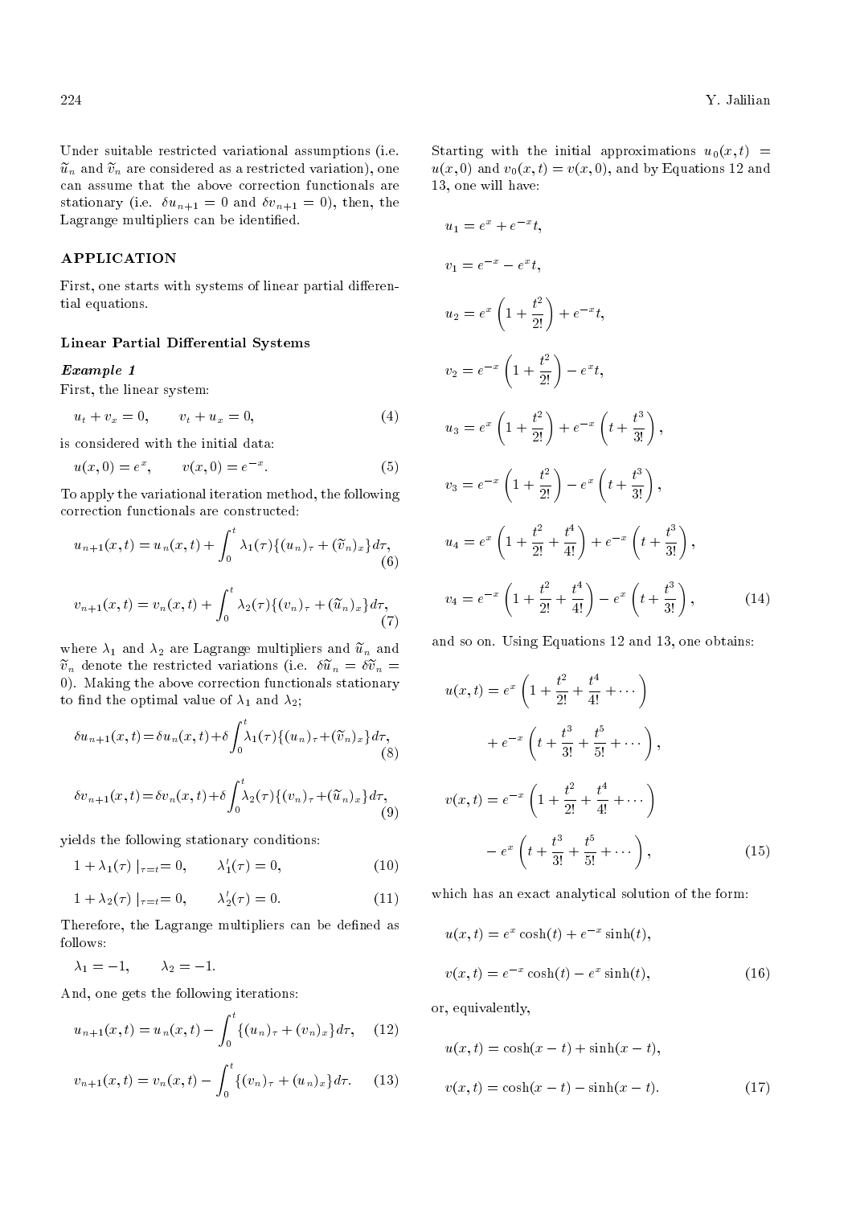Under suitable restricted variational assumptions (i.e. $\widetilde{u}_n$ and $\widetilde{v}_n$ are considered as a restricted variation), one can assume that the above correction functionals are stationary (i.e. $\delta u_{n+1} = 0$ and $\delta v_{n+1} = 0$), then, the Lagrange multipliers can be identified.

## APPLICATION

First, one starts with systems of linear partial differential equations.

### Linear Partial Differential Systems

#### *Example 1*

First, the linear system:

$$u_t + v_x = 0, \qquad v_t + u_x = 0, \tag{4}$$

is considered with the initial data:

$$u(x,0) = e^x, \qquad v(x,0) = e^{-x}. \tag{5}$$

To apply the variational iteration method, the following correction functionals are constructed:

$$u_{n+1}(x,t) = u_n(x,t) + \int_0^t \lambda_1(\tau)\{(u_n)_\tau + (\widetilde{v}_n)_x\}d\tau, \tag{6}$$

$$v_{n+1}(x,t) = v_n(x,t) + \int_0^t \lambda_2(\tau)\{(v_n)_\tau + (\widetilde{u}_n)_x\}d\tau, \tag{7}$$

where $\lambda_1$ and $\lambda_2$ are Lagrange multipliers and $\widetilde{u}_n$ and $\widetilde{v}_n$ denote the restricted variations (i.e. $\delta\widetilde{u}_n = \delta\widetilde{v}_n = 0$). Making the above correction functionals stationary to find the optimal value of $\lambda_1$ and $\lambda_2$;

$$\delta u_{n+1}(x,t) = \delta u_n(x,t) + \delta\int_0^t \lambda_1(\tau)\{(u_n)_\tau + (\widetilde{v}_n)_x\}d\tau, \tag{8}$$

$$\delta v_{n+1}(x,t) = \delta v_n(x,t) + \delta\int_0^t \lambda_2(\tau)\{(v_n)_\tau + (\widetilde{u}_n)_x\}d\tau, \tag{9}$$

yields the following stationary conditions:

$$1 + \lambda_1(\tau)\mid_{\tau=t} = 0, \qquad \lambda_1'(\tau) = 0, \tag{10}$$

$$1 + \lambda_2(\tau)\mid_{\tau=t} = 0, \qquad \lambda_2'(\tau) = 0. \tag{11}$$

Therefore, the Lagrange multipliers can be defined as follows:

$$\lambda_1 = -1, \qquad \lambda_2 = -1.$$

And, one gets the following iterations:

$$u_{n+1}(x,t) = u_n(x,t) - \int_0^t \{(u_n)_\tau + (v_n)_x\}d\tau, \tag{12}$$

$$v_{n+1}(x,t) = v_n(x,t) - \int_0^t \{(v_n)_\tau + (u_n)_x\}d\tau. \tag{13}$$

Starting with the initial approximations $u_0(x,t) = u(x,0)$ and $v_0(x,t) = v(x,0)$, and by Equations 12 and 13, one will have:

$$u_1 = e^x + e^{-x}t,$$

$$v_1 = e^{-x} - e^x t,$$

$$u_2 = e^x\left(1 + \frac{t^2}{2!}\right) + e^{-x}t,$$

$$v_2 = e^{-x}\left(1 + \frac{t^2}{2!}\right) - e^x t,$$

$$u_3 = e^x\left(1 + \frac{t^2}{2!}\right) + e^{-x}\left(t + \frac{t^3}{3!}\right),$$

$$v_3 = e^{-x}\left(1 + \frac{t^2}{2!}\right) - e^x\left(t + \frac{t^3}{3!}\right),$$

$$u_4 = e^x\left(1 + \frac{t^2}{2!} + \frac{t^4}{4!}\right) + e^{-x}\left(t + \frac{t^3}{3!}\right),$$

$$v_4 = e^{-x}\left(1 + \frac{t^2}{2!} + \frac{t^4}{4!}\right) - e^x\left(t + \frac{t^3}{3!}\right), \tag{14}$$

and so on. Using Equations 12 and 13, one obtains:

$$u(x,t) = e^x\left(1 + \frac{t^2}{2!} + \frac{t^4}{4!} + \cdots\right) + e^{-x}\left(t + \frac{t^3}{3!} + \frac{t^5}{5!} + \cdots\right),$$

$$v(x,t) = e^{-x}\left(1 + \frac{t^2}{2!} + \frac{t^4}{4!} + \cdots\right) - e^x\left(t + \frac{t^3}{3!} + \frac{t^5}{5!} + \cdots\right), \tag{15}$$

which has an exact analytical solution of the form:

$$u(x,t) = e^x\cosh(t) + e^{-x}\sinh(t),$$

$$v(x,t) = e^{-x}\cosh(t) - e^x\sinh(t), \tag{16}$$

or, equivalently,

$$u(x,t) = \cosh(x-t) + \sinh(x-t),$$

$$v(x,t) = \cosh(x-t) - \sinh(x-t). \tag{17}$$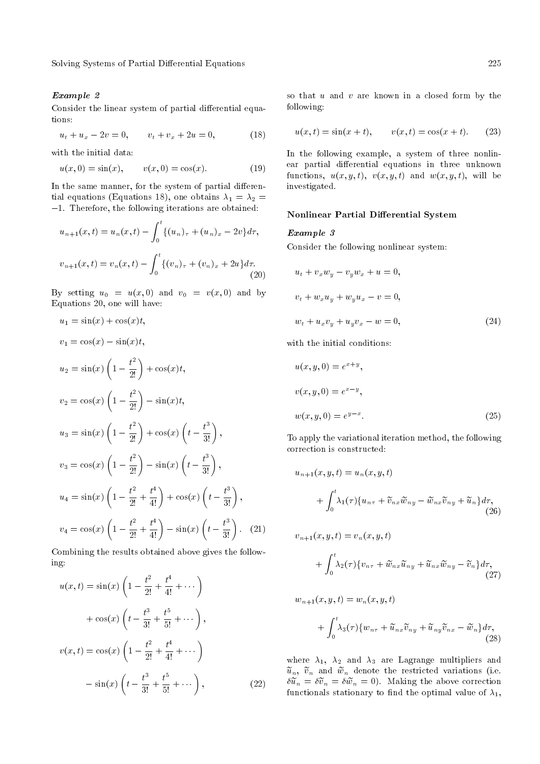***Example 2***

Consider the linear system of partial differential equations:

$$u_t + u_x - 2v = 0, \qquad v_t + v_x + 2u = 0, \tag{18}$$

with the initial data:

$$u(x, 0) = \sin(x), \qquad v(x, 0) = \cos(x). \tag{19}$$

In the same manner, for the system of partial differential equations (Equations 18), one obtains $\lambda_1 = \lambda_2 = -1$. Therefore, the following iterations are obtained:

$$u_{n+1}(x,t) = u_n(x,t) - \int_0^t \{(u_n)_\tau + (u_n)_x - 2v\} d\tau,$$

$$v_{n+1}(x,t) = v_n(x,t) - \int_0^t \{(v_n)_\tau + (v_n)_x + 2u\} d\tau. \tag{20}$$

By setting $u_0 = u(x, 0)$ and $v_0 = v(x, 0)$ and by Equations 20, one will have:

$$u_1 = \sin(x) + \cos(x)t,$$

$$v_1 = \cos(x) - \sin(x)t,$$

$$u_2 = \sin(x)\left(1 - \frac{t^2}{2!}\right) + \cos(x)t,$$

$$v_2 = \cos(x)\left(1 - \frac{t^2}{2!}\right) - \sin(x)t,$$

$$u_3 = \sin(x)\left(1 - \frac{t^2}{2!}\right) + \cos(x)\left(t - \frac{t^3}{3!}\right),$$

$$v_3 = \cos(x)\left(1 - \frac{t^2}{2!}\right) - \sin(x)\left(t - \frac{t^3}{3!}\right),$$

$$u_4 = \sin(x)\left(1 - \frac{t^2}{2!} + \frac{t^4}{4!}\right) + \cos(x)\left(t - \frac{t^3}{3!}\right),$$

$$v_4 = \cos(x)\left(1 - \frac{t^2}{2!} + \frac{t^4}{4!}\right) - \sin(x)\left(t - \frac{t^3}{3!}\right). \tag{21}$$

Combining the results obtained above gives the following:

$$u(x,t) = \sin(x)\left(1 - \frac{t^2}{2!} + \frac{t^4}{4!} + \cdots\right) + \cos(x)\left(t - \frac{t^3}{3!} + \frac{t^5}{5!} + \cdots\right),$$

$$v(x,t) = \cos(x)\left(1 - \frac{t^2}{2!} + \frac{t^4}{4!} + \cdots\right) - \sin(x)\left(t - \frac{t^3}{3!} + \frac{t^5}{5!} + \cdots\right), \tag{22}$$

so that $u$ and $v$ are known in a closed form by the following:

$$u(x,t) = \sin(x+t), \qquad v(x,t) = \cos(x+t). \tag{23}$$

In the following example, a system of three nonlinear partial differential equations in three unknown functions, $u(x, y, t)$, $v(x, y, t)$ and $w(x, y, t)$, will be investigated.

### Nonlinear Partial Differential System

***Example 3***

Consider the following nonlinear system:

$$u_t + v_x w_y - v_y w_x + u = 0,$$

$$v_t + w_x u_y + w_y u_x - v = 0,$$

$$w_t + u_x v_y + u_y v_x - w = 0, \tag{24}$$

with the initial conditions:

$$u(x, y, 0) = e^{x+y},$$

$$v(x, y, 0) = e^{x-y},$$

$$w(x, y, 0) = e^{y-x}. \tag{25}$$

To apply the variational iteration method, the following correction is constructed:

$$u_{n+1}(x,y,t) = u_n(x,y,t) + \int_0^t \lambda_1(\tau)\{u_{n\tau} + \widetilde{v}_{nx}\widetilde{w}_{ny} - \widetilde{w}_{nx}\widetilde{v}_{ny} + \widetilde{u}_n\} d\tau, \tag{26}$$

$$v_{n+1}(x,y,t) = v_n(x,y,t) + \int_0^t \lambda_2(\tau)\{v_{n\tau} + \widetilde{w}_{nx}\widetilde{u}_{ny} + \widetilde{u}_{nx}\widetilde{w}_{ny} - \widetilde{v}_n\} d\tau, \tag{27}$$

$$w_{n+1}(x,y,t) = w_n(x,y,t) + \int_0^t \lambda_3(\tau)\{w_{n\tau} + \widetilde{u}_{nx}\widetilde{v}_{ny} + \widetilde{u}_{ny}\widetilde{v}_{nx} - \widetilde{w}_n\} d\tau, \tag{28}$$

where $\lambda_1$, $\lambda_2$ and $\lambda_3$ are Lagrange multipliers and $\widetilde{u}_n$, $\widetilde{v}_n$ and $\widetilde{w}_n$ denote the restricted variations (i.e. $\delta\widetilde{u}_n = \delta\widetilde{v}_n = \delta\widetilde{w}_n = 0$). Making the above correction functionals stationary to find the optimal value of $\lambda_1$,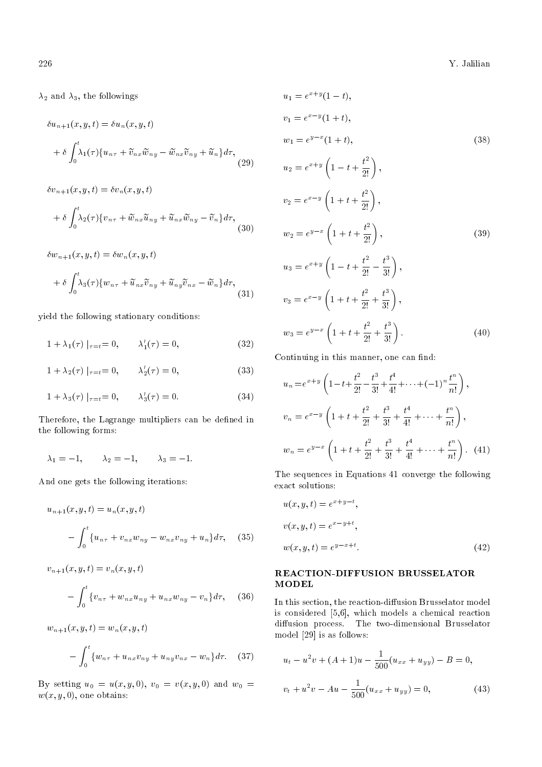$\lambda_2$ and $\lambda_3$, the followings

$$\delta u_{n+1}(x,y,t) = \delta u_n(x,y,t) + \delta \int_0^t \lambda_1(\tau)\{u_{n\tau} + \widetilde{v}_{nx}\widetilde{w}_{ny} - \widetilde{w}_{nx}\widetilde{v}_{ny} + \widetilde{u}_n\} d\tau, \quad (29)$$

$$\delta v_{n+1}(x,y,t) = \delta v_n(x,y,t) + \delta \int_0^t \lambda_2(\tau)\{v_{n\tau} + \widetilde{w}_{nx}\widetilde{u}_{ny} + \widetilde{u}_{nx}\widetilde{w}_{ny} - \widetilde{v}_n\} d\tau, \quad (30)$$

$$\delta w_{n+1}(x,y,t) = \delta w_n(x,y,t) + \delta \int_0^t \lambda_3(\tau)\{w_{n\tau} + \widetilde{u}_{nx}\widetilde{v}_{ny} + \widetilde{u}_{ny}\widetilde{v}_{nx} - \widetilde{w}_n\} d\tau, \quad (31)$$

yield the following stationary conditions:

$$1 + \lambda_1(\tau)\mid_{\tau=t} = 0, \qquad \lambda_1'(\tau) = 0, \quad (32)$$

$$1 + \lambda_2(\tau)\mid_{\tau=t} = 0, \qquad \lambda_2'(\tau) = 0, \quad (33)$$

$$1 + \lambda_3(\tau)\mid_{\tau=t} = 0, \qquad \lambda_3'(\tau) = 0. \quad (34)$$

Therefore, the Lagrange multipliers can be defined in the following forms:

$$\lambda_1 = -1, \qquad \lambda_2 = -1, \qquad \lambda_3 = -1.$$

And one gets the following iterations:

$$u_{n+1}(x,y,t) = u_n(x,y,t) - \int_0^t \{u_{n\tau} + v_{nx}w_{ny} - w_{nx}v_{ny} + u_n\} d\tau, \quad (35)$$

$$v_{n+1}(x,y,t) = v_n(x,y,t) - \int_0^t \{v_{n\tau} + w_{nx}u_{ny} + u_{nx}w_{ny} - v_n\} d\tau, \quad (36)$$

$$w_{n+1}(x,y,t) = w_n(x,y,t) - \int_0^t \{w_{n\tau} + u_{nx}v_{ny} + u_{ny}v_{nx} - w_n\} d\tau. \quad (37)$$

By setting $u_0 = u(x,y,0)$, $v_0 = v(x,y,0)$ and $w_0 = w(x,y,0)$, one obtains:

$$u_1 = e^{x+y}(1-t),$$
$$v_1 = e^{x-y}(1+t),$$
$$w_1 = e^{y-x}(1+t), \quad (38)$$

$$u_2 = e^{x+y}\left(1 - t + \frac{t^2}{2!}\right),$$
$$v_2 = e^{x-y}\left(1 + t + \frac{t^2}{2!}\right),$$
$$w_2 = e^{y-x}\left(1 + t + \frac{t^2}{2!}\right), \quad (39)$$

$$u_3 = e^{x+y}\left(1 - t + \frac{t^2}{2!} - \frac{t^3}{3!}\right),$$
$$v_3 = e^{x-y}\left(1 + t + \frac{t^2}{2!} + \frac{t^3}{3!}\right),$$
$$w_3 = e^{y-x}\left(1 + t + \frac{t^2}{2!} + \frac{t^3}{3!}\right). \quad (40)$$

Continuing in this manner, one can find:

$$u_n = e^{x+y}\left(1 - t + \frac{t^2}{2!} - \frac{t^3}{3!} + \frac{t^4}{4!} + \cdots + (-1)^n \frac{t^n}{n!}\right),$$
$$v_n = e^{x-y}\left(1 + t + \frac{t^2}{2!} + \frac{t^3}{3!} + \frac{t^4}{4!} + \cdots + \frac{t^n}{n!}\right),$$
$$w_n = e^{y-x}\left(1 + t + \frac{t^2}{2!} + \frac{t^3}{3!} + \frac{t^4}{4!} + \cdots + \frac{t^n}{n!}\right). \quad (41)$$

The sequences in Equations 41 converge the following exact solutions:

$$u(x,y,t) = e^{x+y-t},$$
$$v(x,y,t) = e^{x-y+t},$$
$$w(x,y,t) = e^{y-x+t}. \quad (42)$$

## REACTION-DIFFUSION BRUSSELATOR MODEL

In this section, the reaction-diffusion Brusselator model is considered [5,6], which models a chemical reaction diffusion process. The two-dimensional Brusselator model [29] is as follows:

$$u_t - u^2 v + (A+1)u - \frac{1}{500}(u_{xx} + u_{yy}) - B = 0,$$
$$v_t + u^2 v - Au - \frac{1}{500}(u_{xx} + u_{yy}) = 0, \quad (43)$$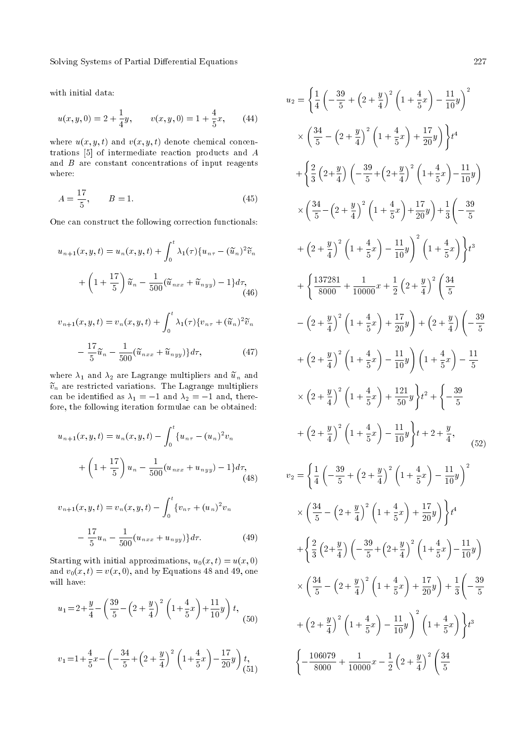with initial data:

$$u(x,y,0)=2+\frac{1}{4}y, \qquad v(x,y,0)=1+\frac{4}{5}x, \tag{44}$$

where $u(x,y,t)$ and $v(x,y,t)$ denote chemical concentrations [5] of intermediate reaction products and $A$ and $B$ are constant concentrations of input reagents where:

$$A=\frac{17}{5}, \qquad B=1. \tag{45}$$

One can construct the following correction functionals:

$$u_{n+1}(x,y,t)=u_n(x,y,t)+\int_0^t \lambda_1(\tau)\{u_{n\tau}-(\widetilde{u}_n)^2\widetilde{v}_n + \left(1+\frac{17}{5}\right)\widetilde{u}_n-\frac{1}{500}(\widetilde{u}_{nxx}+\widetilde{u}_{nyy})-1\}d\tau, \tag{46}$$

$$v_{n+1}(x,y,t)=v_n(x,y,t)+\int_0^t \lambda_1(\tau)\{v_{n\tau}+(\widetilde{u}_n)^2\widetilde{v}_n - \frac{17}{5}\widetilde{u}_n-\frac{1}{500}(\widetilde{u}_{nxx}+\widetilde{u}_{nyy})\}d\tau, \tag{47}$$

where $\lambda_1$ and $\lambda_2$ are Lagrange multipliers and $\widetilde{u}_n$ and $\widetilde{v}_n$ are restricted variations. The Lagrange multipliers can be identified as $\lambda_1=-1$ and $\lambda_2=-1$ and, therefore, the following iteration formulae can be obtained:

$$u_{n+1}(x,y,t)=u_n(x,y,t)-\int_0^t \{u_{n\tau}-(u_n)^2 v_n + \left(1+\frac{17}{5}\right)u_n-\frac{1}{500}(u_{nxx}+u_{nyy})-1\}d\tau, \tag{48}$$

$$v_{n+1}(x,y,t)=v_n(x,y,t)-\int_0^t \{v_{n\tau}+(u_n)^2 v_n - \frac{17}{5}u_n-\frac{1}{500}(u_{nxx}+u_{nyy})\}d\tau. \tag{49}$$

Starting with initial approximations, $u_0(x,t)=u(x,0)$ and $v_0(x,t)=v(x,0)$, and by Equations 48 and 49, one will have:

$$u_1=2+\frac{y}{4}-\left(\frac{39}{5}-\left(2+\frac{y}{4}\right)^2\left(1+\frac{4}{5}x\right)+\frac{11}{10}y\right)t, \tag{50}$$

$$v_1=1+\frac{4}{5}x-\left(-\frac{34}{5}+\left(2+\frac{y}{4}\right)^2\left(1+\frac{4}{5}x\right)-\frac{17}{20}y\right)t, \tag{51}$$

$$\begin{aligned}
u_2=&\left\{\frac{1}{4}\left(-\frac{39}{5}+\left(2+\frac{y}{4}\right)^2\left(1+\frac{4}{5}x\right)-\frac{11}{10}y\right)^2\right.\\
&\times\left.\left(\frac{34}{5}-\left(2+\frac{y}{4}\right)^2\left(1+\frac{4}{5}x\right)+\frac{17}{20}y\right)\right\}t^4\\
&+\left\{\frac{2}{3}\left(2+\frac{y}{4}\right)\left(-\frac{39}{5}+\left(2+\frac{y}{4}\right)^2\left(1+\frac{4}{5}x\right)-\frac{11}{10}y\right)\right.\\
&\times\left(\frac{34}{5}-\left(2+\frac{y}{4}\right)^2\left(1+\frac{4}{5}x\right)+\frac{17}{20}y\right)+\frac{1}{3}\left(-\frac{39}{5}\right.\\
&\left.\left.+\left(2+\frac{y}{4}\right)^2\left(1+\frac{4}{5}x\right)-\frac{11}{10}y\right)^2\left(1+\frac{4}{5}x\right)\right\}t^3\\
&+\left\{\frac{137281}{8000}+\frac{1}{10000}x+\frac{1}{2}\left(2+\frac{y}{4}\right)^2\left(\frac{34}{5}\right.\right.\\
&\left.-\left(2+\frac{y}{4}\right)^2\left(1+\frac{4}{5}x\right)+\frac{17}{20}y\right)+\left(2+\frac{y}{4}\right)\left(-\frac{39}{5}\right.\\
&\left.+\left(2+\frac{y}{4}\right)^2\left(1+\frac{4}{5}x\right)-\frac{11}{10}y\right)\left(1+\frac{4}{5}x\right)-\frac{11}{5}\\
&\times\left.\left(2+\frac{y}{4}\right)^2\left(1+\frac{4}{5}x\right)+\frac{121}{50}y\right\}t^2+\left\{-\frac{39}{5}\right.\\
&\left.+\left(2+\frac{y}{4}\right)^2\left(1+\frac{4}{5}x\right)-\frac{11}{10}y\right\}t+2+\frac{y}{4},
\end{aligned} \tag{52}$$

$$\begin{aligned}
v_2=&\left\{\frac{1}{4}\left(-\frac{39}{5}+\left(2+\frac{y}{4}\right)^2\left(1+\frac{4}{5}x\right)-\frac{11}{10}y\right)^2\right.\\
&\times\left.\left(\frac{34}{5}-\left(2+\frac{y}{4}\right)^2\left(1+\frac{4}{5}x\right)+\frac{17}{20}y\right)\right\}t^4\\
&+\left\{\frac{2}{3}\left(2+\frac{y}{4}\right)\left(-\frac{39}{5}+\left(2+\frac{y}{4}\right)^2\left(1+\frac{4}{5}x\right)-\frac{11}{10}y\right)\right.\\
&\times\left(\frac{34}{5}-\left(2+\frac{y}{4}\right)^2\left(1+\frac{4}{5}x\right)+\frac{17}{20}y\right)+\frac{1}{3}\left(-\frac{39}{5}\right.\\
&\left.\left.+\left(2+\frac{y}{4}\right)^2\left(1+\frac{4}{5}x\right)-\frac{11}{10}y\right)^2\left(1+\frac{4}{5}x\right)\right\}t^3\\
&\left\{-\frac{106079}{8000}+\frac{1}{10000}x-\frac{1}{2}\left(2+\frac{y}{4}\right)^2\left(\frac{34}{5}\right.\right.
\end{aligned}$$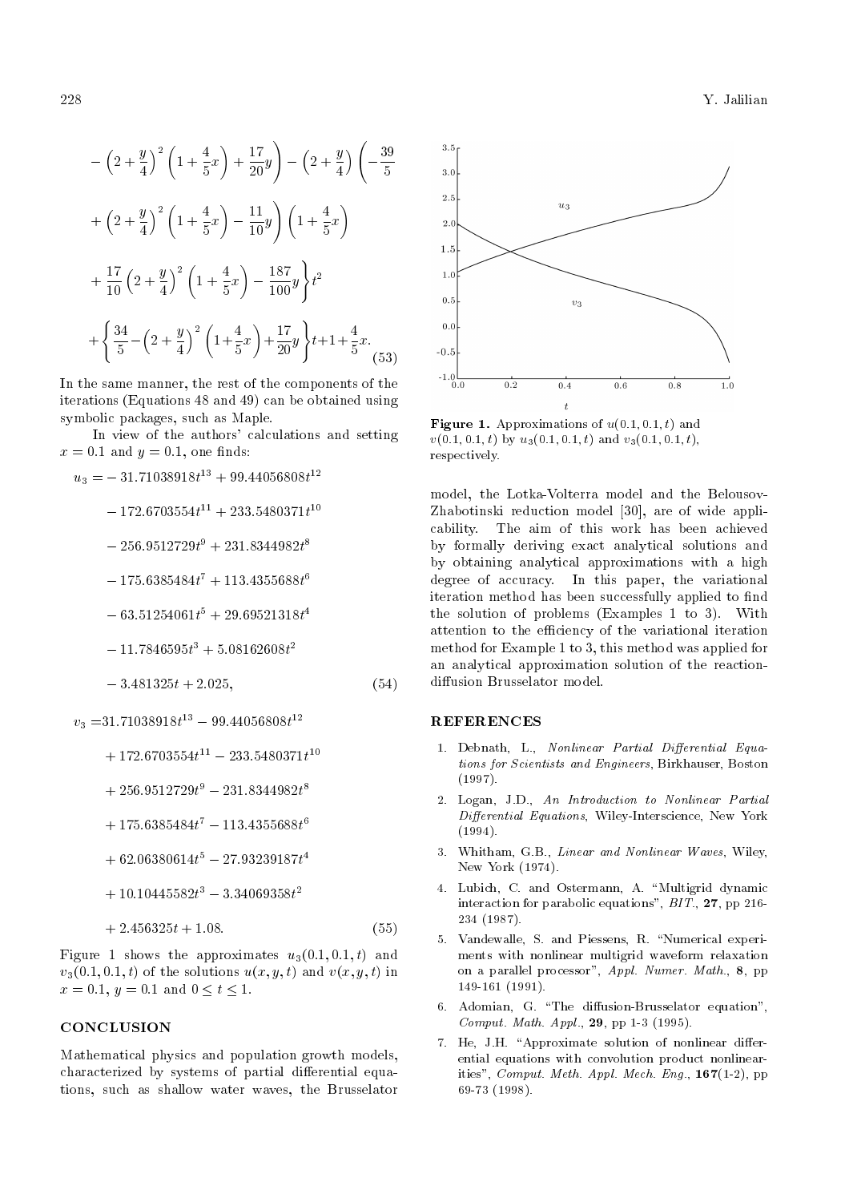$$
- \left(2+\frac{y}{4}\right)^2 \left(1+\frac{4}{5}x\right) + \frac{17}{20}y\Bigg) - \left(2+\frac{y}{4}\right)\left(-\frac{39}{5}\right.
$$

$$
+ \left(2+\frac{y}{4}\right)^2 \left(1+\frac{4}{5}x\right) - \frac{11}{10}y\Bigg) \left(1+\frac{4}{5}x\right)
$$

$$
+ \frac{17}{10}\left(2+\frac{y}{4}\right)^2 \left(1+\frac{4}{5}x\right) - \frac{187}{100}y \Bigg\} t^2
$$

$$
+ \left\{\frac{34}{5} - \left(2+\frac{y}{4}\right)^2 \left(1+\frac{4}{5}x\right) + \frac{17}{20}y\right\} t + 1 + \frac{4}{5}x. \tag{53}
$$

In the same manner, the rest of the components of the iterations (Equations 48 and 49) can be obtained using symbolic packages, such as Maple.

In view of the authors' calculations and setting $x = 0.1$ and $y = 0.1$, one finds:

$$
\begin{aligned}
u_3 =& -31.71038918t^{13} + 99.44056808t^{12} \\
& - 172.6703554t^{11} + 233.5480371t^{10} \\
& - 256.9512729t^9 + 231.8344982t^8 \\
& - 175.6385484t^7 + 113.4355688t^6 \\
& - 63.51254061t^5 + 29.69521318t^4 \\
& - 11.7846595t^3 + 5.08162608t^2 \\
& - 3.481325t + 2.025,
\end{aligned} \tag{54}
$$

$$
\begin{aligned}
v_3 =& 31.71038918t^{13} - 99.44056808t^{12} \\
& + 172.6703554t^{11} - 233.5480371t^{10} \\
& + 256.9512729t^9 - 231.8344982t^8 \\
& + 175.6385484t^7 - 113.4355688t^6 \\
& + 62.06380614t^5 - 27.93239187t^4 \\
& + 10.10445582t^3 - 3.34069358t^2 \\
& + 2.456325t + 1.08.
\end{aligned} \tag{55}
$$

Figure 1 shows the approximates $u_3(0.1, 0.1, t)$ and $v_3(0.1, 0.1, t)$ of the solutions $u(x, y, t)$ and $v(x, y, t)$ in $x = 0.1$, $y = 0.1$ and $0 \leq t \leq 1$.

**Figure 1.** Approximations of $u(0.1, 0.1, t)$ and $v(0.1, 0.1, t)$ by $u_3(0.1, 0.1, t)$ and $v_3(0.1, 0.1, t)$, respectively.

## CONCLUSION

Mathematical physics and population growth models, characterized by systems of partial differential equations, such as shallow water waves, the Brusselator model, the Lotka-Volterra model and the Belousov-Zhabotinski reduction model [30], are of wide applicability. The aim of this work has been achieved by formally deriving exact analytical solutions and by obtaining analytical approximations with a high degree of accuracy. In this paper, the variational iteration method has been successfully applied to find the solution of problems (Examples 1 to 3). With attention to the efficiency of the variational iteration method for Example 1 to 3, this method was applied for an analytical approximation solution of the reaction-diffusion Brusselator model.

## REFERENCES

1. Debnath, L., *Nonlinear Partial Differential Equations for Scientists and Engineers*, Birkhauser, Boston (1997).
2. Logan, J.D., *An Introduction to Nonlinear Partial Differential Equations*, Wiley-Interscience, New York (1994).
3. Whitham, G.B., *Linear and Nonlinear Waves*, Wiley, New York (1974).
4. Lubich, C. and Ostermann, A. "Multigrid dynamic interaction for parabolic equations", *BIT.*, **27**, pp 216-234 (1987).
5. Vandewalle, S. and Piessens, R. "Numerical experiments with nonlinear multigrid waveform relaxation on a parallel processor", *Appl. Numer. Math.*, **8**, pp 149-161 (1991).
6. Adomian, G. "The diffusion-Brusselator equation", *Comput. Math. Appl.*, **29**, pp 1-3 (1995).
7. He, J.H. "Approximate solution of nonlinear differential equations with convolution product nonlinearities", *Comput. Meth. Appl. Mech. Eng.*, **167**(1-2), pp 69-73 (1998).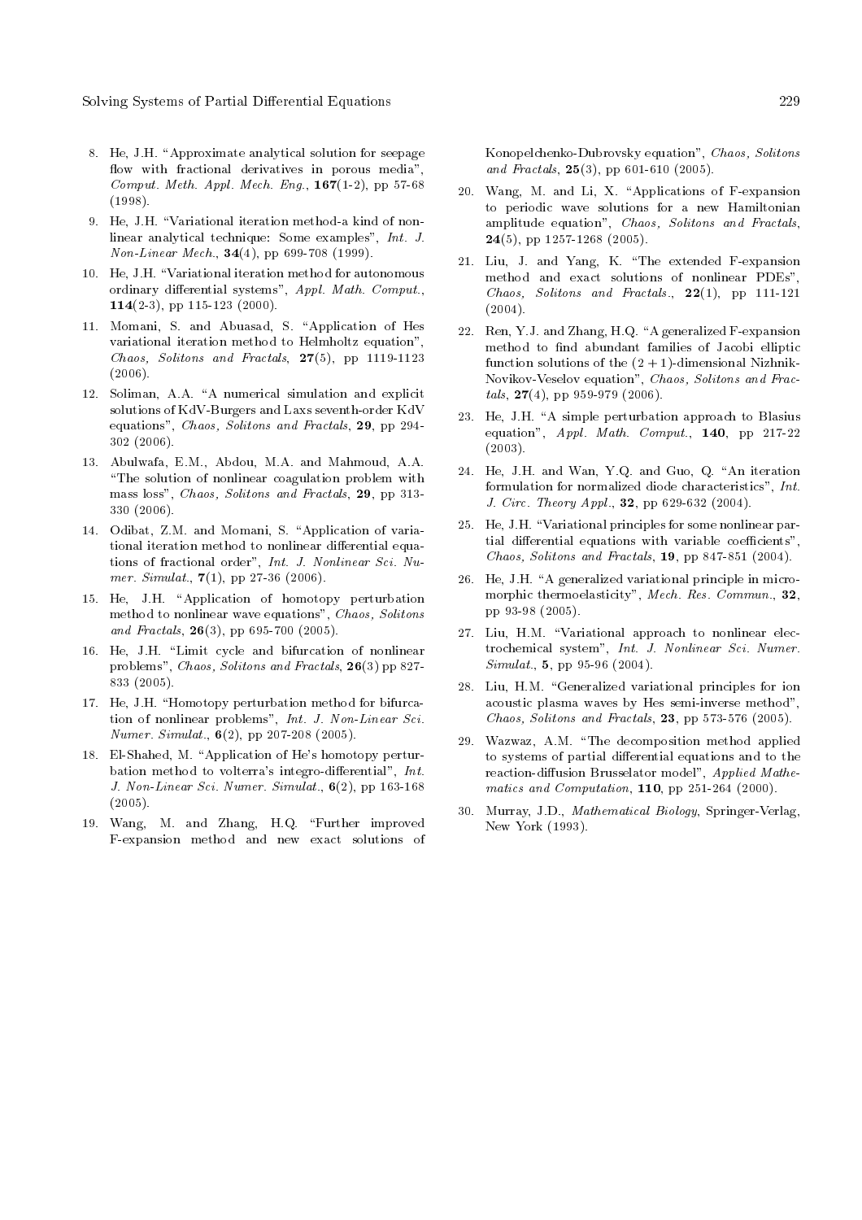8. He, J.H. "Approximate analytical solution for seepage flow with fractional derivatives in porous media", *Comput. Meth. Appl. Mech. Eng.*, **167**(1-2), pp 57-68 (1998).

9. He, J.H. "Variational iteration method-a kind of non-linear analytical technique: Some examples", *Int. J. Non-Linear Mech.*, **34**(4), pp 699-708 (1999).

10. He, J.H. "Variational iteration method for autonomous ordinary differential systems", *Appl. Math. Comput.*, **114**(2-3), pp 115-123 (2000).

11. Momani, S. and Abuasad, S. "Application of Hes variational iteration method to Helmholtz equation", *Chaos, Solitons and Fractals*, **27**(5), pp 1119-1123 (2006).

12. Soliman, A.A. "A numerical simulation and explicit solutions of KdV-Burgers and Laxs seventh-order KdV equations", *Chaos, Solitons and Fractals*, **29**, pp 294-302 (2006).

13. Abulwafa, E.M., Abdou, M.A. and Mahmoud, A.A. "The solution of nonlinear coagulation problem with mass loss", *Chaos, Solitons and Fractals*, **29**, pp 313-330 (2006).

14. Odibat, Z.M. and Momani, S. "Application of variational iteration method to nonlinear differential equations of fractional order", *Int. J. Nonlinear Sci. Numer. Simulat.*, **7**(1), pp 27-36 (2006).

15. He, J.H. "Application of homotopy perturbation method to nonlinear wave equations", *Chaos, Solitons and Fractals*, **26**(3), pp 695-700 (2005).

16. He, J.H. "Limit cycle and bifurcation of nonlinear problems", *Chaos, Solitons and Fractals*, **26**(3) pp 827-833 (2005).

17. He, J.H. "Homotopy perturbation method for bifurcation of nonlinear problems", *Int. J. Non-Linear Sci. Numer. Simulat.*, **6**(2), pp 207-208 (2005).

18. El-Shahed, M. "Application of He's homotopy perturbation method to volterra's integro-differential", *Int. J. Non-Linear Sci. Numer. Simulat.*, **6**(2), pp 163-168 (2005).

19. Wang, M. and Zhang, H.Q. "Further improved F-expansion method and new exact solutions of Konopelchenko-Dubrovsky equation", *Chaos, Solitons and Fractals*, **25**(3), pp 601-610 (2005).

20. Wang, M. and Li, X. "Applications of F-expansion to periodic wave solutions for a new Hamiltonian amplitude equation", *Chaos, Solitons and Fractals*, **24**(5), pp 1257-1268 (2005).

21. Liu, J. and Yang, K. "The extended F-expansion method and exact solutions of nonlinear PDEs", *Chaos, Solitons and Fractals.*, **22**(1), pp 111-121 (2004).

22. Ren, Y.J. and Zhang, H.Q. "A generalized F-expansion method to find abundant families of Jacobi elliptic function solutions of the $(2+1)$-dimensional Nizhnik-Novikov-Veselov equation", *Chaos, Solitons and Fractals*, **27**(4), pp 959-979 (2006).

23. He, J.H. "A simple perturbation approach to Blasius equation", *Appl. Math. Comput.*, **140**, pp 217-22 (2003).

24. He, J.H. and Wan, Y.Q. and Guo, Q. "An iteration formulation for normalized diode characteristics", *Int. J. Circ. Theory Appl.*, **32**, pp 629-632 (2004).

25. He, J.H. "Variational principles for some nonlinear partial differential equations with variable coefficients", *Chaos, Solitons and Fractals*, **19**, pp 847-851 (2004).

26. He, J.H. "A generalized variational principle in micromorphic thermoelasticity", *Mech. Res. Commun.*, **32**, pp 93-98 (2005).

27. Liu, H.M. "Variational approach to nonlinear electrochemical system", *Int. J. Nonlinear Sci. Numer. Simulat.*, **5**, pp 95-96 (2004).

28. Liu, H.M. "Generalized variational principles for ion acoustic plasma waves by Hes semi-inverse method", *Chaos, Solitons and Fractals*, **23**, pp 573-576 (2005).

29. Wazwaz, A.M. "The decomposition method applied to systems of partial differential equations and to the reaction-diffusion Brusselator model", *Applied Mathematics and Computation*, **110**, pp 251-264 (2000).

30. Murray, J.D., *Mathematical Biology*, Springer-Verlag, New York (1993).